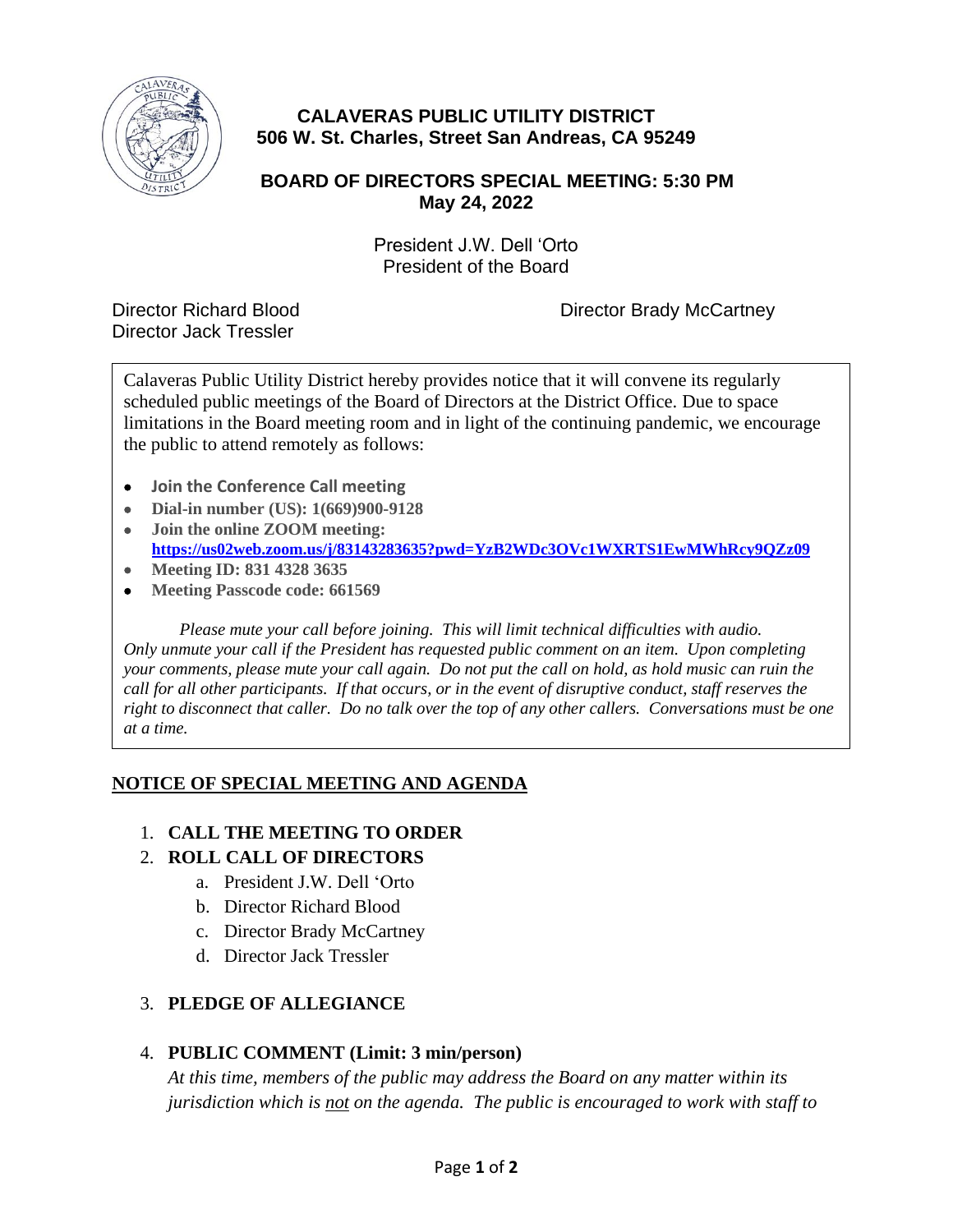# CALAVERAS PUBLIC UTILITY DISTRICT
## 506 W. St. Charles, Street San Andreas, CA 95249

## BOARD OF DIRECTORS SPECIAL MEETING: 5:30 PM
## May 24, 2022

President J.W. Dell 'Orto
President of the Board

Director Richard Blood
Director Jack Tressler
Director Brady McCartney

Calaveras Public Utility District hereby provides notice that it will convene its regularly scheduled public meetings of the Board of Directors at the District Office. Due to space limitations in the Board meeting room and in light of the continuing pandemic, we encourage the public to attend remotely as follows:

- **Join the Conference Call meeting**
- **Dial-in number (US): 1(669)900-9128**
- **Join the online ZOOM meeting:** **https://us02web.zoom.us/j/83143283635?pwd=YzB2WDc3OVc1WXRTS1EwMWhRcy9QZz09**
- **Meeting ID: 831 4328 3635**
- **Meeting Passcode code: 661569**

*Please mute your call before joining. This will limit technical difficulties with audio. Only unmute your call if the President has requested public comment on an item. Upon completing your comments, please mute your call again. Do not put the call on hold, as hold music can ruin the call for all other participants. If that occurs, or in the event of disruptive conduct, staff reserves the right to disconnect that caller. Do no talk over the top of any other callers. Conversations must be one at a time.*

## NOTICE OF SPECIAL MEETING AND AGENDA

1. **CALL THE MEETING TO ORDER**
2. **ROLL CALL OF DIRECTORS**
   a. President J.W. Dell 'Orto
   b. Director Richard Blood
   c. Director Brady McCartney
   d. Director Jack Tressler
3. **PLEDGE OF ALLEGIANCE**
4. **PUBLIC COMMENT (Limit: 3 min/person)**
   *At this time, members of the public may address the Board on any matter within its jurisdiction which is not on the agenda. The public is encouraged to work with staff to*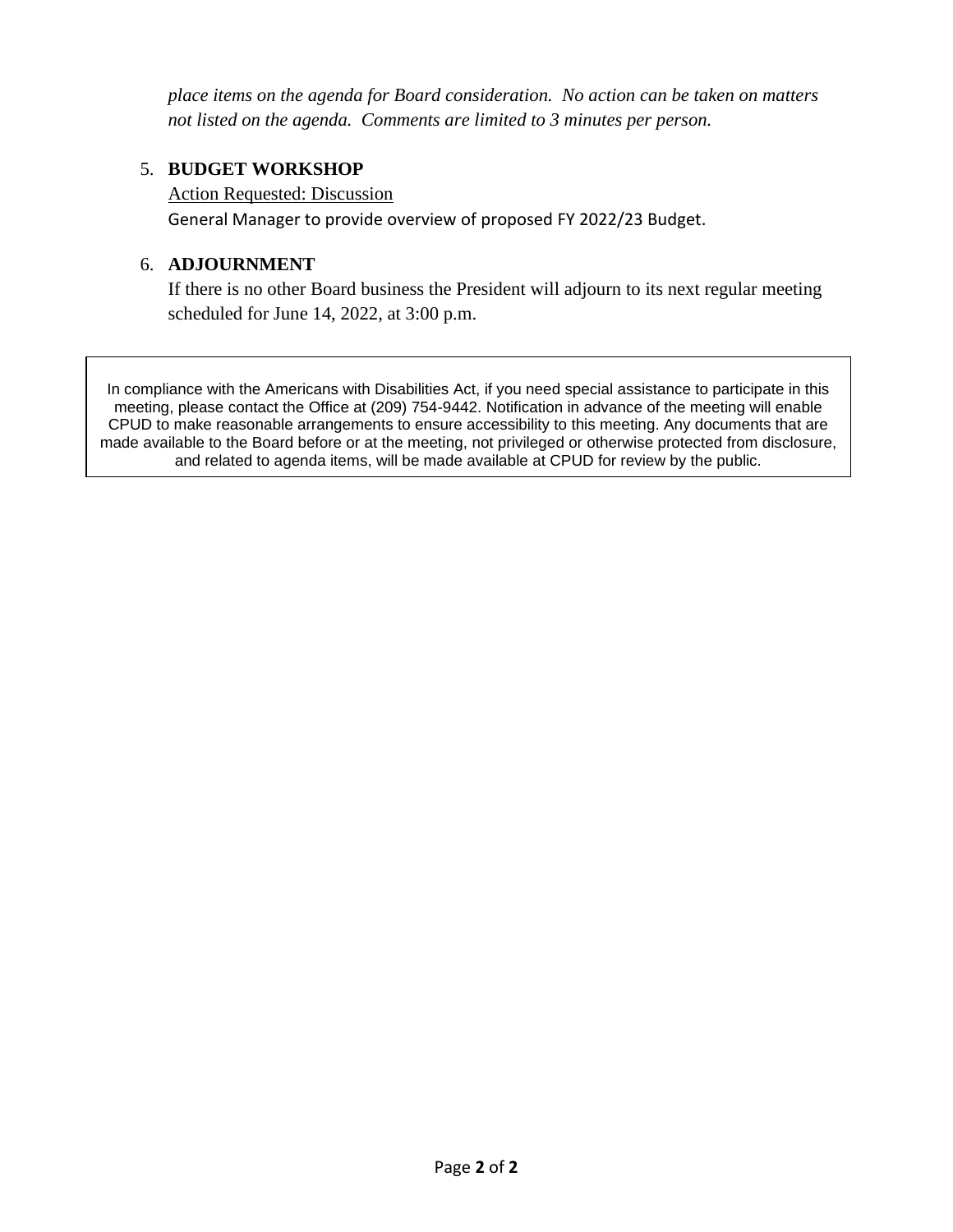*place items on the agenda for Board consideration. No action can be taken on matters not listed on the agenda. Comments are limited to 3 minutes per person.*

5. **BUDGET WORKSHOP**

   Action Requested: Discussion

   General Manager to provide overview of proposed FY 2022/23 Budget.

6. **ADJOURNMENT**

   If there is no other Board business the President will adjourn to its next regular meeting scheduled for June 14, 2022, at 3:00 p.m.

In compliance with the Americans with Disabilities Act, if you need special assistance to participate in this meeting, please contact the Office at (209) 754-9442. Notification in advance of the meeting will enable CPUD to make reasonable arrangements to ensure accessibility to this meeting. Any documents that are made available to the Board before or at the meeting, not privileged or otherwise protected from disclosure, and related to agenda items, will be made available at CPUD for review by the public.